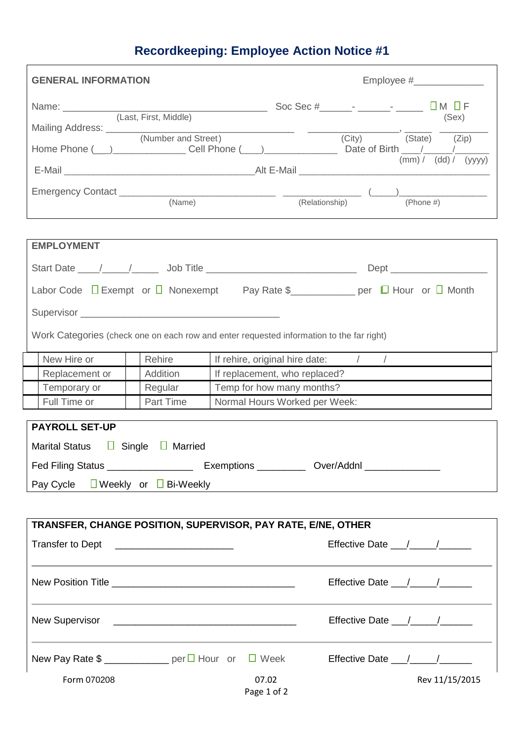# Recordkeeping: Employee Action Notice #1

## GENERAL INFORMATION

Employee #_____________

Name: ______________________________________ Soc Sec #______- ______- _____ ☐ M ☐ F
(Last, First, Middle) (Sex)

Mailing Address: ___________________________________ ________________, ______ _________
(Number and Street) (City) (State) (Zip)

Home Phone (___)_____________ Cell Phone (___)_____________ Date of Birth ____/_____/_______
(mm) / (dd) / (yyyy)

E-Mail ___________________________________ Alt E-Mail ___________________________________

Emergency Contact _____________________________ _____________ (_____)________________
(Name) (Relationship) (Phone #)

## EMPLOYMENT

Start Date ____/_____/_____ Job Title ____________________________ Dept __________________

Labor Code ☐ Exempt or ☐ Nonexempt Pay Rate $___________ per ☐ Hour or ☐ Month

Supervisor _____________________________________

Work Categories (check one on each row and enter requested information to the far right)

| | | | | |
|---|---|---|---|---|
| | New Hire or | | Rehire | If rehire, original hire date: / / |
| | Replacement or | | Addition | If replacement, who replaced? |
| | Temporary or | | Regular | Temp for how many months? |
| | Full Time or | | Part Time | Normal Hours Worked per Week: |

## PAYROLL SET-UP

Marital Status ☐ Single ☐ Married

Fed Filing Status ________________ Exemptions _________ Over/Addnl ______________

Pay Cycle ☐ Weekly or ☐ Bi-Weekly

## TRANSFER, CHANGE POSITION, SUPERVISOR, PAY RATE, E/NE, OTHER

Transfer to Dept ______________________ Effective Date ___/_____/______

New Position Title __________________________________ Effective Date ___/_____/______

New Supervisor __________________________________ Effective Date ___/_____/______

New Pay Rate $ ____________ per ☐ Hour or ☐ Week Effective Date ___/_____/______

Form 070208 07.02 Rev 11/15/2015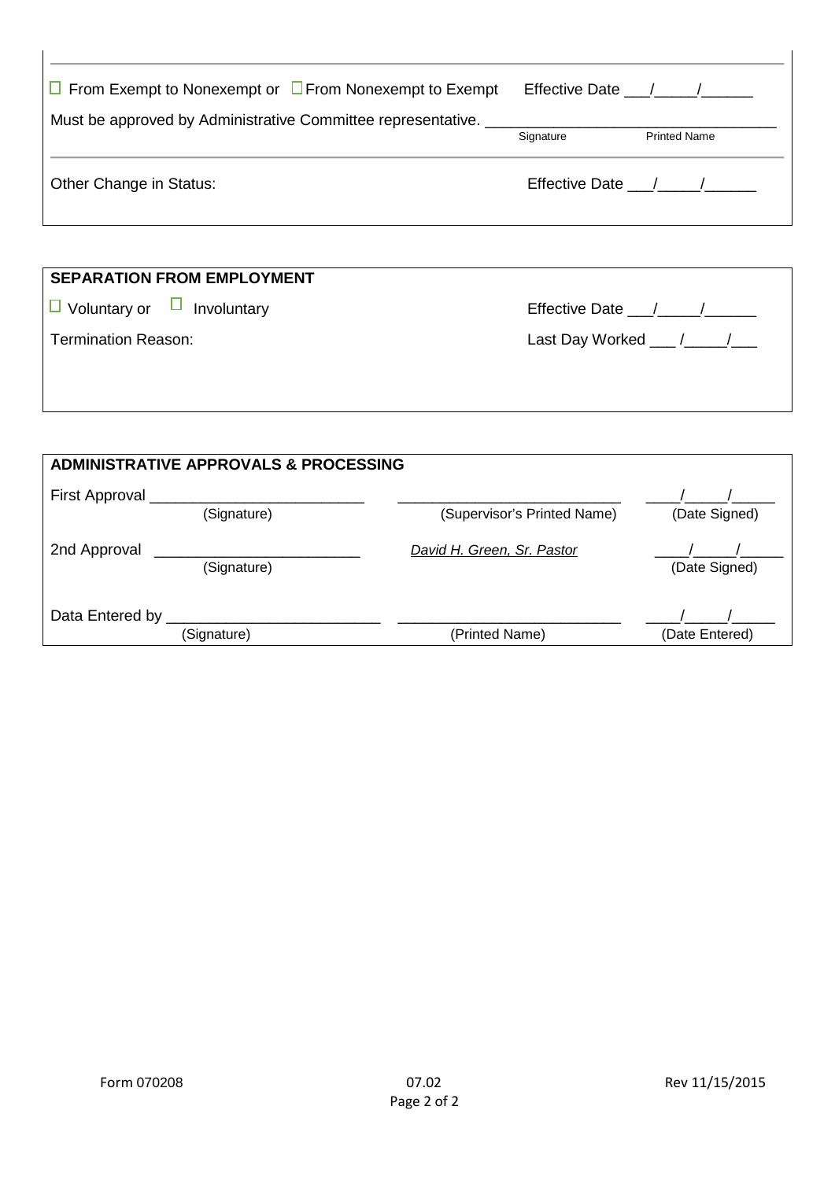☐ From Exempt to Nonexempt or ☐ From Nonexempt to Exempt  Effective Date ___/_____/______

Must be approved by Administrative Committee representative. ________________________________
Signature  Printed Name

Other Change in Status:  Effective Date ___/_____/______

## SEPARATION FROM EMPLOYMENT

☐ Voluntary or ☐ Involuntary  Effective Date ___/_____/______

Termination Reason:  Last Day Worked ___ /_____/___

## ADMINISTRATIVE APPROVALS & PROCESSING

| | | | |
|---|---|---|---|
| First Approval | ________________________ (Signature) | ________________________ (Supervisor's Printed Name) | ____/_____/_____ (Date Signed) |
| 2nd Approval | ________________________ (Signature) | *David H. Green, Sr. Pastor* | ____/_____/_____ (Date Signed) |
| Data Entered by | ________________________ (Signature) | ________________________ (Printed Name) | ____/_____/_____ (Date Entered) |

Form 070208  07.02  Rev 11/15/2015